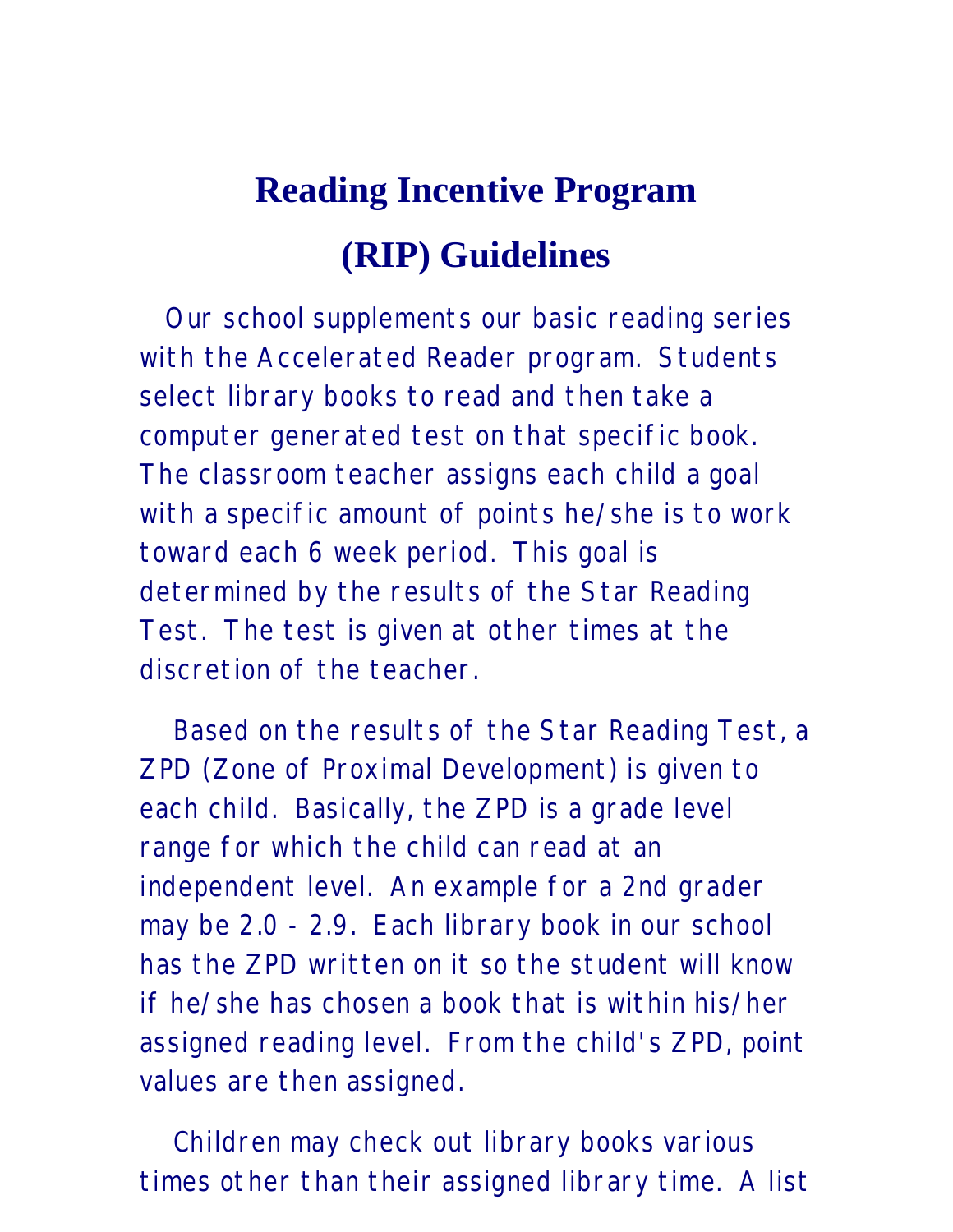# Reading Incentive Program (RIP) Guidelines

Our school supplements our basic reading series with the Accelerated Reader program. Students select library books to read and then take a computer generated test on that specific book. The classroom teacher assigns each child a goal with a specific amount of points he/she is to work toward each 6 week period. This goal is determined by the results of the Star Reading Test. The test is given at other times at the discretion of the teacher.

Based on the results of the Star Reading Test, a ZPD (Zone of Proximal Development) is given to each child. Basically, the ZPD is a grade level range for which the child can read at an independent level. An example for a 2nd grader may be 2.0 - 2.9. Each library book in our school has the ZPD written on it so the student will know if he/she has chosen a book that is within his/her assigned reading level. From the child's ZPD, point values are then assigned.

Children may check out library books various times other than their assigned library time. A list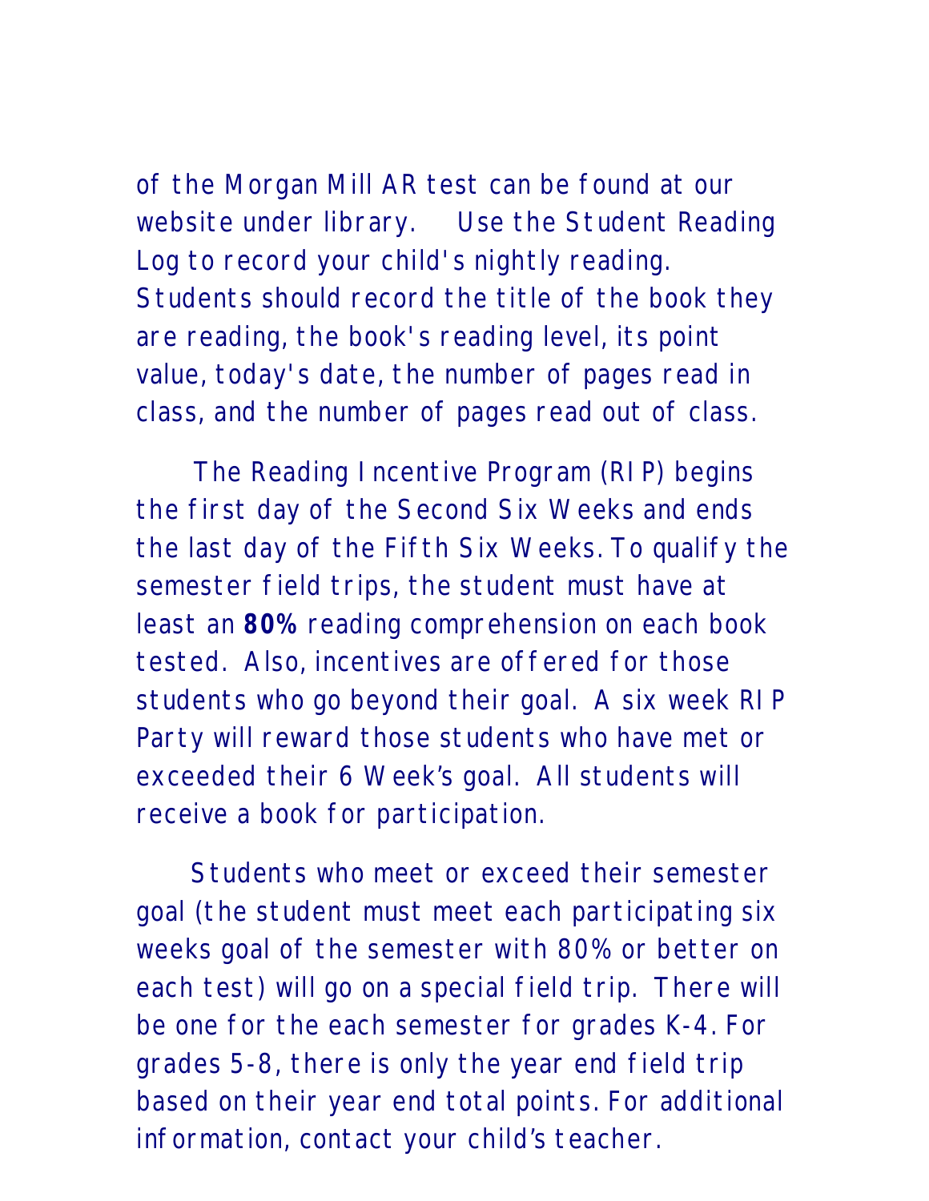of the Morgan Mill AR test can be found at our website under library. Use the Student Reading Log to record your child's nightly reading. Students should record the title of the book they are reading, the book's reading level, its point value, today's date, the number of pages read in class, and the number of pages read out of class.

The Reading Incentive Program (RIP) begins the first day of the Second Six Weeks and ends the last day of the Fifth Six Weeks. To qualify the semester field trips, the student must have at least an **80%** reading comprehension on each book tested. Also, incentives are offered for those students who go beyond their goal. A six week RIP Party will reward those students who have met or exceeded their 6 Week's goal. All students will receive a book for participation.

Students who meet or exceed their semester goal (the student must meet each participating six weeks goal of the semester with 80% or better on each test) will go on a special field trip. There will be one for the each semester for grades K-4. For grades 5-8, there is only the year end field trip based on their year end total points. For additional information, contact your child's teacher.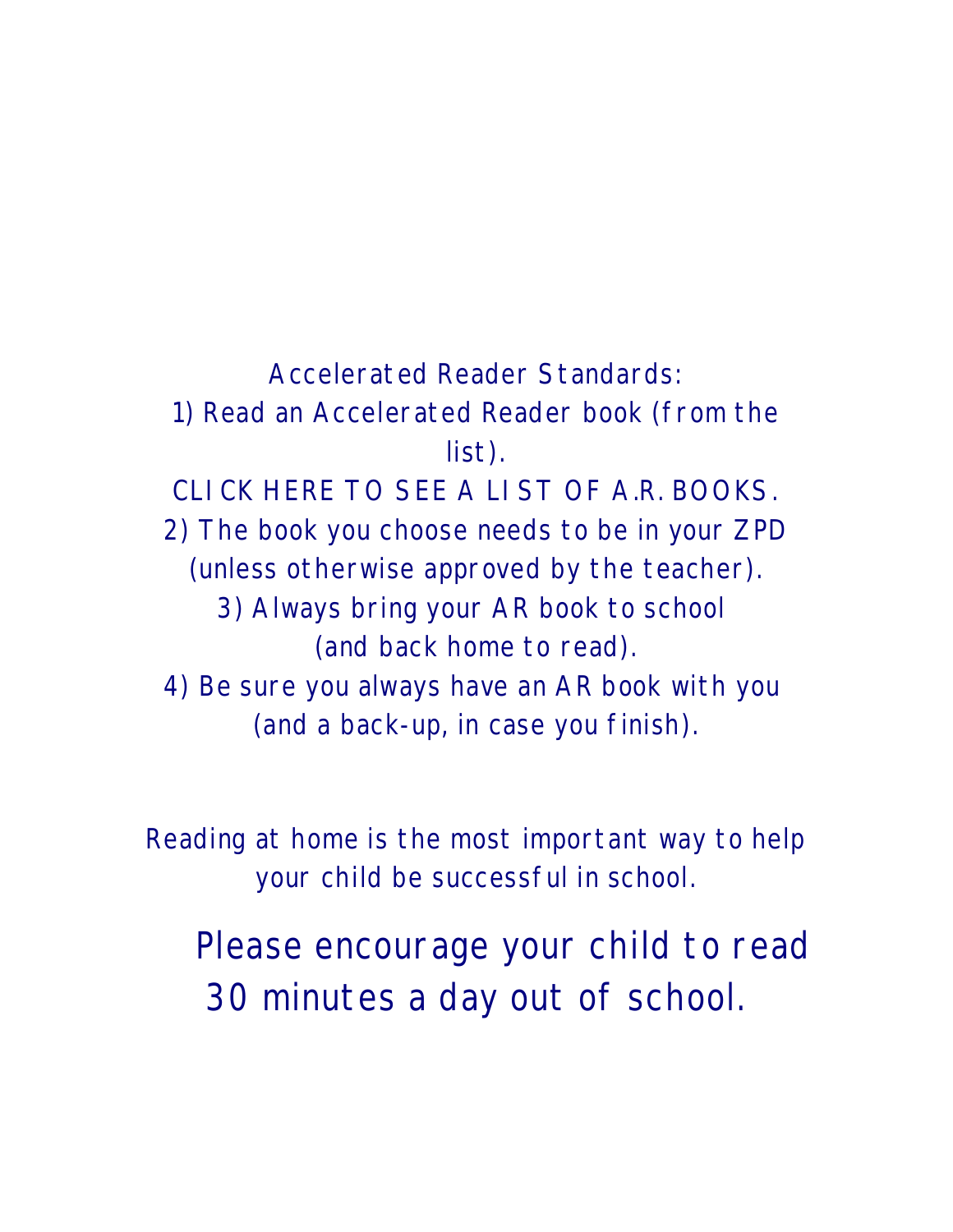Accelerated Reader Standards:

1) Read an Accelerated Reader book (from the list).

CLICK HERE TO SEE A LIST OF A.R. BOOKS.

2) The book you choose needs to be in your ZPD (unless otherwise approved by the teacher).

3) Always bring your AR book to school (and back home to read).

4) Be sure you always have an AR book with you (and a back-up, in case you finish).

Reading at home is the most important way to help your child be successful in school.

Please encourage your child to read 30 minutes a day out of school.